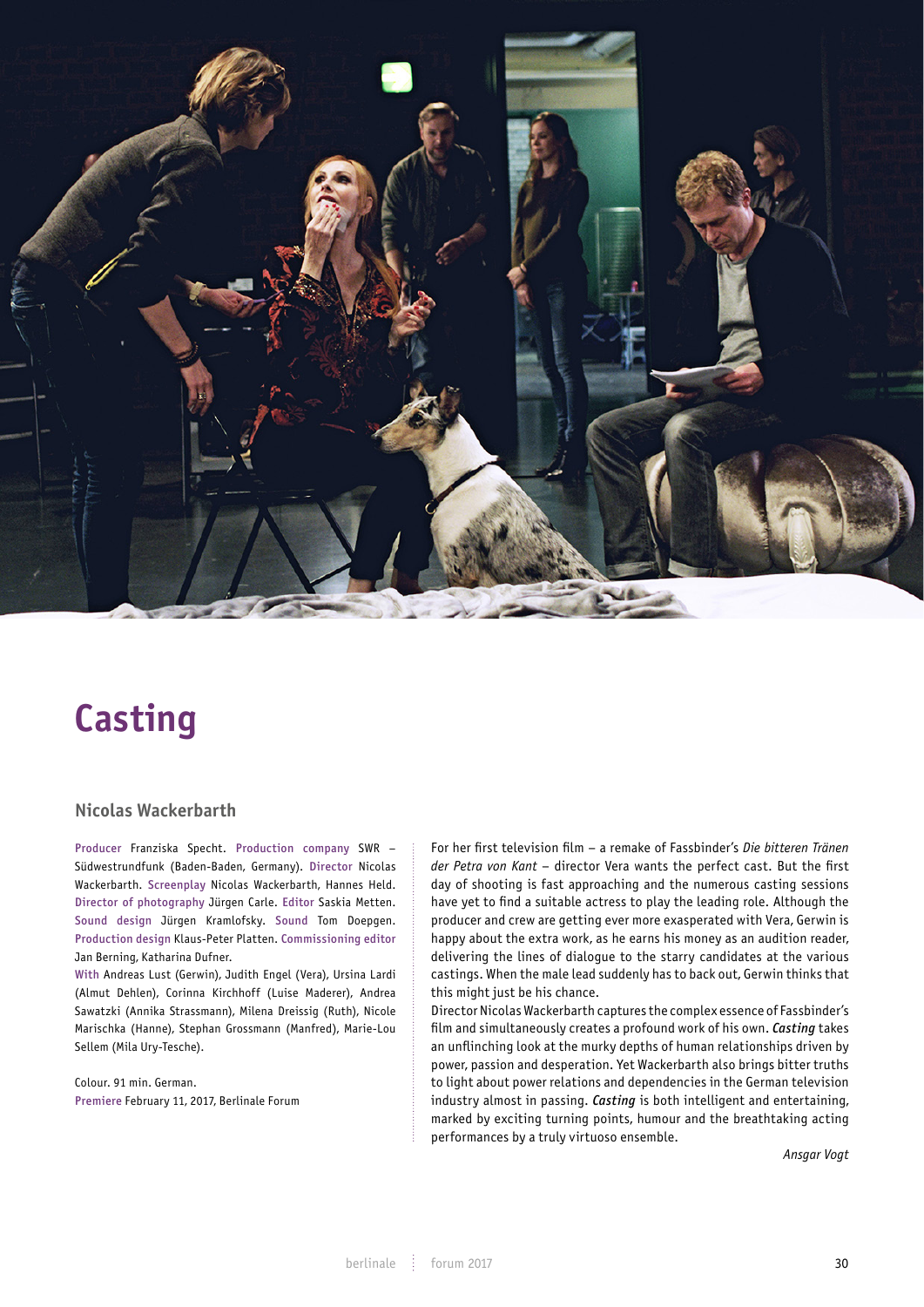# Casting

## Nicolas Wackerbarth

Producer Franziska Specht. Production company SWR – Südwestrundfunk (Baden-Baden, Germany). Director Nicolas Wackerbarth. Screenplay Nicolas Wackerbarth, Hannes Held. Director of photography Jürgen Carle. Editor Saskia Metten. Sound design Jürgen Kramlofsky. Sound Tom Doepgen. Production design Klaus-Peter Platten. Commissioning editor Jan Berning, Katharina Dufner.
With Andreas Lust (Gerwin), Judith Engel (Vera), Ursina Lardi (Almut Dehlen), Corinna Kirchhoff (Luise Maderer), Andrea Sawatzki (Annika Strassmann), Milena Dreissig (Ruth), Nicole Marischka (Hanne), Stephan Grossmann (Manfred), Marie-Lou Sellem (Mila Ury-Tesche).

Colour. 91 min. German.
Premiere February 11, 2017, Berlinale Forum

For her first television film – a remake of Fassbinder's *Die bitteren Tränen der Petra von Kant* – director Vera wants the perfect cast. But the first day of shooting is fast approaching and the numerous casting sessions have yet to find a suitable actress to play the leading role. Although the producer and crew are getting ever more exasperated with Vera, Gerwin is happy about the extra work, as he earns his money as an audition reader, delivering the lines of dialogue to the starry candidates at the various castings. When the male lead suddenly has to back out, Gerwin thinks that this might just be his chance.
Director Nicolas Wackerbarth captures the complex essence of Fassbinder's film and simultaneously creates a profound work of his own. ***Casting*** takes an unflinching look at the murky depths of human relationships driven by power, passion and desperation. Yet Wackerbarth also brings bitter truths to light about power relations and dependencies in the German television industry almost in passing. ***Casting*** is both intelligent and entertaining, marked by exciting turning points, humour and the breathtaking acting performances by a truly virtuoso ensemble.

*Ansgar Vogt*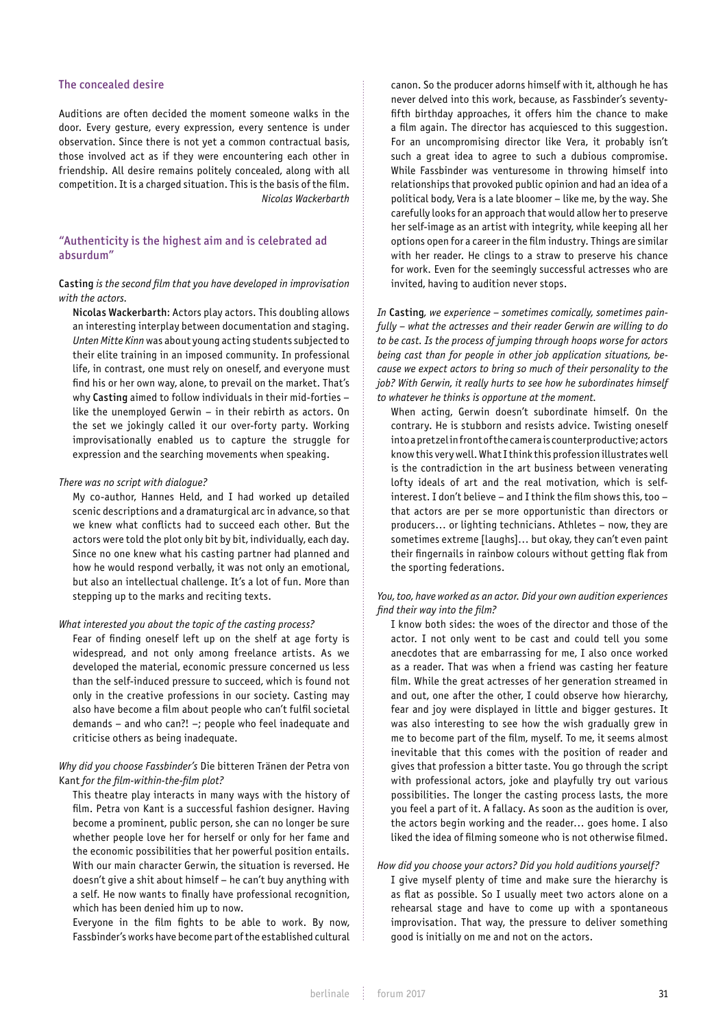## The concealed desire

Auditions are often decided the moment someone walks in the door. Every gesture, every expression, every sentence is under observation. Since there is not yet a common contractual basis, those involved act as if they were encountering each other in friendship. All desire remains politely concealed, along with all competition. It is a charged situation. This is the basis of the film.

*Nicolas Wackerbarth*

## "Authenticity is the highest aim and is celebrated ad absurdum"

**Casting** *is the second film that you have developed in improvisation with the actors.*

**Nicolas Wackerbarth**: Actors play actors. This doubling allows an interesting interplay between documentation and staging. *Unten Mitte Kinn* was about young acting students subjected to their elite training in an imposed community. In professional life, in contrast, one must rely on oneself, and everyone must find his or her own way, alone, to prevail on the market. That's why **Casting** aimed to follow individuals in their mid-forties – like the unemployed Gerwin – in their rebirth as actors. On the set we jokingly called it our over-forty party. Working improvisationally enabled us to capture the struggle for expression and the searching movements when speaking.

*There was no script with dialogue?*

My co-author, Hannes Held, and I had worked up detailed scenic descriptions and a dramaturgical arc in advance, so that we knew what conflicts had to succeed each other. But the actors were told the plot only bit by bit, individually, each day. Since no one knew what his casting partner had planned and how he would respond verbally, it was not only an emotional, but also an intellectual challenge. It's a lot of fun. More than stepping up to the marks and reciting texts.

*What interested you about the topic of the casting process?*

Fear of finding oneself left up on the shelf at age forty is widespread, and not only among freelance artists. As we developed the material, economic pressure concerned us less than the self-induced pressure to succeed, which is found not only in the creative professions in our society. Casting may also have become a film about people who can't fulfil societal demands – and who can?! –; people who feel inadequate and criticise others as being inadequate.

*Why did you choose Fassbinder's* Die bitteren Tränen der Petra von Kant *for the film-within-the-film plot?*

This theatre play interacts in many ways with the history of film. Petra von Kant is a successful fashion designer. Having become a prominent, public person, she can no longer be sure whether people love her for herself or only for her fame and the economic possibilities that her powerful position entails. With our main character Gerwin, the situation is reversed. He doesn't give a shit about himself – he can't buy anything with a self. He now wants to finally have professional recognition, which has been denied him up to now.

Everyone in the film fights to be able to work. By now, Fassbinder's works have become part of the established cultural canon. So the producer adorns himself with it, although he has never delved into this work, because, as Fassbinder's seventy-fifth birthday approaches, it offers him the chance to make a film again. The director has acquiesced to this suggestion. For an uncompromising director like Vera, it probably isn't such a great idea to agree to such a dubious compromise. While Fassbinder was venturesome in throwing himself into relationships that provoked public opinion and had an idea of a political body, Vera is a late bloomer – like me, by the way. She carefully looks for an approach that would allow her to preserve her self-image as an artist with integrity, while keeping all her options open for a career in the film industry. Things are similar with her reader. He clings to a straw to preserve his chance for work. Even for the seemingly successful actresses who are invited, having to audition never stops.

*In* **Casting***, we experience – sometimes comically, sometimes painfully – what the actresses and their reader Gerwin are willing to do to be cast. Is the process of jumping through hoops worse for actors being cast than for people in other job application situations, because we expect actors to bring so much of their personality to the job? With Gerwin, it really hurts to see how he subordinates himself to whatever he thinks is opportune at the moment.*

When acting, Gerwin doesn't subordinate himself. On the contrary. He is stubborn and resists advice. Twisting oneself into a pretzel in front of the camera is counterproductive; actors know this very well. What I think this profession illustrates well is the contradiction in the art business between venerating lofty ideals of art and the real motivation, which is self-interest. I don't believe – and I think the film shows this, too – that actors are per se more opportunistic than directors or producers… or lighting technicians. Athletes – now, they are sometimes extreme [laughs]… but okay, they can't even paint their fingernails in rainbow colours without getting flak from the sporting federations.

*You, too, have worked as an actor. Did your own audition experiences find their way into the film?*

I know both sides: the woes of the director and those of the actor. I not only went to be cast and could tell you some anecdotes that are embarrassing for me, I also once worked as a reader. That was when a friend was casting her feature film. While the great actresses of her generation streamed in and out, one after the other, I could observe how hierarchy, fear and joy were displayed in little and bigger gestures. It was also interesting to see how the wish gradually grew in me to become part of the film, myself. To me, it seems almost inevitable that this comes with the position of reader and gives that profession a bitter taste. You go through the script with professional actors, joke and playfully try out various possibilities. The longer the casting process lasts, the more you feel a part of it. A fallacy. As soon as the audition is over, the actors begin working and the reader… goes home. I also liked the idea of filming someone who is not otherwise filmed.

*How did you choose your actors? Did you hold auditions yourself?*

I give myself plenty of time and make sure the hierarchy is as flat as possible. So I usually meet two actors alone on a rehearsal stage and have to come up with a spontaneous improvisation. That way, the pressure to deliver something good is initially on me and not on the actors.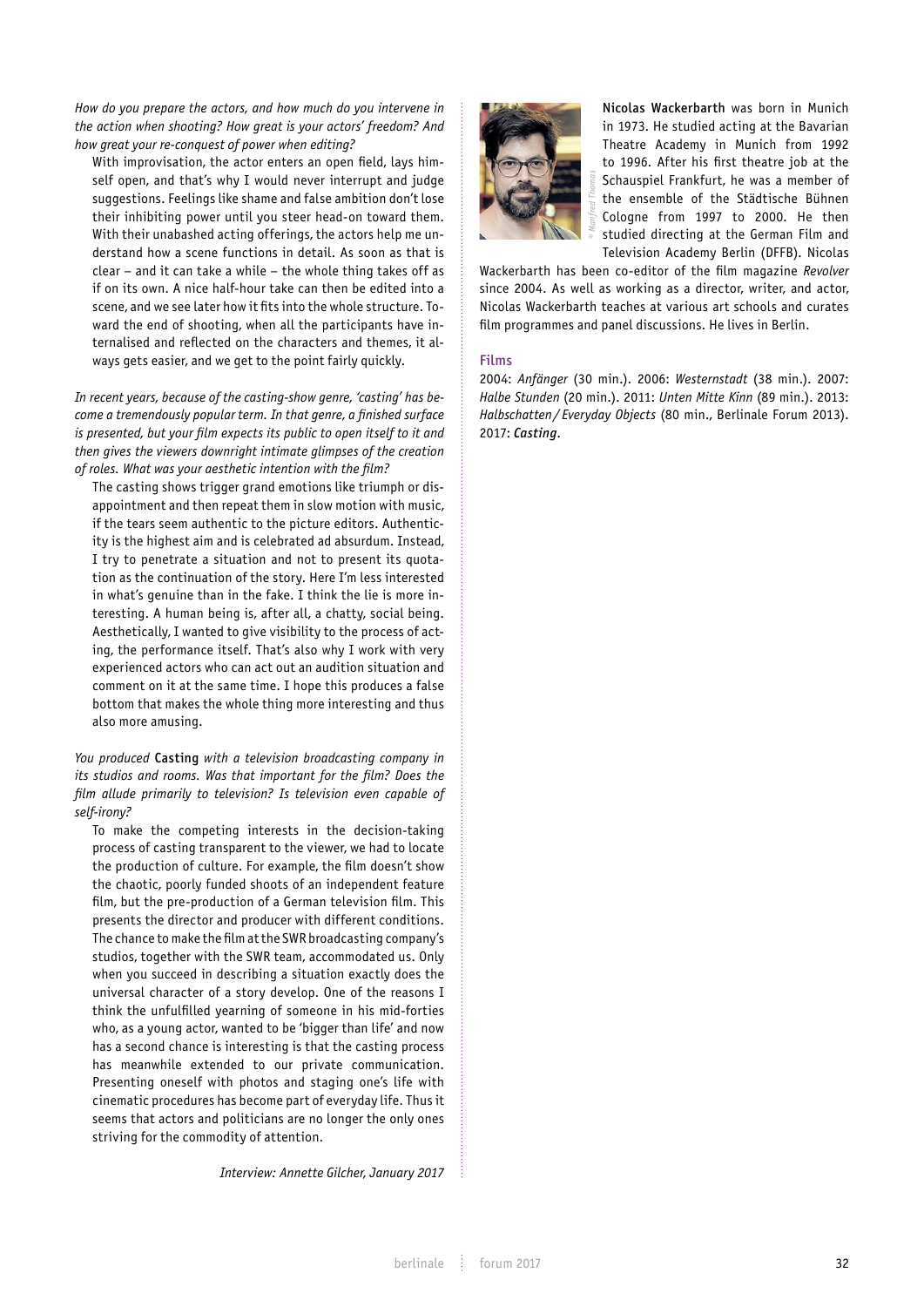*How do you prepare the actors, and how much do you intervene in the action when shooting? How great is your actors' freedom? And how great your re-conquest of power when editing?*

With improvisation, the actor enters an open field, lays himself open, and that's why I would never interrupt and judge suggestions. Feelings like shame and false ambition don't lose their inhibiting power until you steer head-on toward them. With their unabashed acting offerings, the actors help me understand how a scene functions in detail. As soon as that is clear – and it can take a while – the whole thing takes off as if on its own. A nice half-hour take can then be edited into a scene, and we see later how it fits into the whole structure. Toward the end of shooting, when all the participants have internalised and reflected on the characters and themes, it always gets easier, and we get to the point fairly quickly.

*In recent years, because of the casting-show genre, 'casting' has become a tremendously popular term. In that genre, a finished surface is presented, but your film expects its public to open itself to it and then gives the viewers downright intimate glimpses of the creation of roles. What was your aesthetic intention with the film?*

The casting shows trigger grand emotions like triumph or disappointment and then repeat them in slow motion with music, if the tears seem authentic to the picture editors. Authenticity is the highest aim and is celebrated ad absurdum. Instead, I try to penetrate a situation and not to present its quotation as the continuation of the story. Here I'm less interested in what's genuine than in the fake. I think the lie is more interesting. A human being is, after all, a chatty, social being. Aesthetically, I wanted to give visibility to the process of acting, the performance itself. That's also why I work with very experienced actors who can act out an audition situation and comment on it at the same time. I hope this produces a false bottom that makes the whole thing more interesting and thus also more amusing.

*You produced* **Casting** *with a television broadcasting company in its studios and rooms. Was that important for the film? Does the film allude primarily to television? Is television even capable of self-irony?*

To make the competing interests in the decision-taking process of casting transparent to the viewer, we had to locate the production of culture. For example, the film doesn't show the chaotic, poorly funded shoots of an independent feature film, but the pre-production of a German television film. This presents the director and producer with different conditions. The chance to make the film at the SWR broadcasting company's studios, together with the SWR team, accommodated us. Only when you succeed in describing a situation exactly does the universal character of a story develop. One of the reasons I think the unfulfilled yearning of someone in his mid-forties who, as a young actor, wanted to be 'bigger than life' and now has a second chance is interesting is that the casting process has meanwhile extended to our private communication. Presenting oneself with photos and staging one's life with cinematic procedures has become part of everyday life. Thus it seems that actors and politicians are no longer the only ones striving for the commodity of attention.

*Interview: Annette Gilcher, January 2017*

© Manfred Thomas

**Nicolas Wackerbarth** was born in Munich in 1973. He studied acting at the Bavarian Theatre Academy in Munich from 1992 to 1996. After his first theatre job at the Schauspiel Frankfurt, he was a member of the ensemble of the Städtische Bühnen Cologne from 1997 to 2000. He then studied directing at the German Film and Television Academy Berlin (DFFB). Nicolas Wackerbarth has been co-editor of the film magazine *Revolver* since 2004. As well as working as a director, writer, and actor, Nicolas Wackerbarth teaches at various art schools and curates film programmes and panel discussions. He lives in Berlin.

## Films

2004: *Anfänger* (30 min.). 2006: *Westernstadt* (38 min.). 2007: *Halbe Stunden* (20 min.). 2011: *Unten Mitte Kinn* (89 min.). 2013: *Halbschatten / Everyday Objects* (80 min., Berlinale Forum 2013). 2017: ***Casting***.